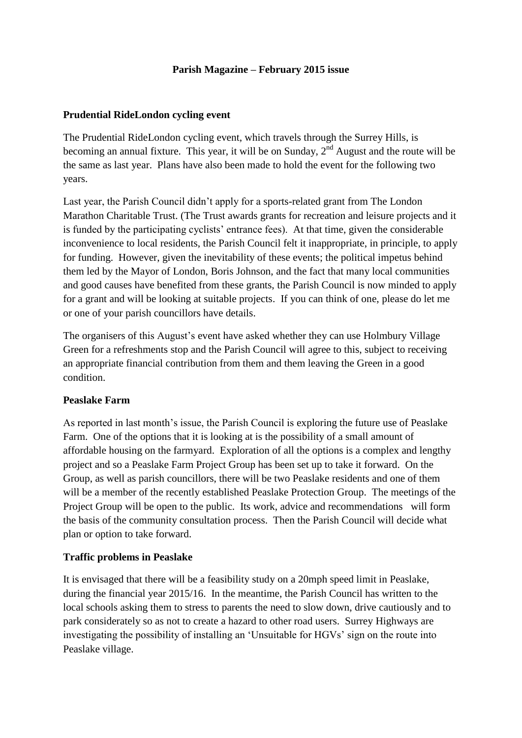# Parish Magazine – February 2015 issue

## Prudential RideLondon cycling event

The Prudential RideLondon cycling event, which travels through the Surrey Hills, is becoming an annual fixture. This year, it will be on Sunday, 2nd August and the route will be the same as last year. Plans have also been made to hold the event for the following two years.

Last year, the Parish Council didn't apply for a sports-related grant from The London Marathon Charitable Trust. (The Trust awards grants for recreation and leisure projects and it is funded by the participating cyclists' entrance fees). At that time, given the considerable inconvenience to local residents, the Parish Council felt it inappropriate, in principle, to apply for funding. However, given the inevitability of these events; the political impetus behind them led by the Mayor of London, Boris Johnson, and the fact that many local communities and good causes have benefited from these grants, the Parish Council is now minded to apply for a grant and will be looking at suitable projects. If you can think of one, please do let me or one of your parish councillors have details.

The organisers of this August's event have asked whether they can use Holmbury Village Green for a refreshments stop and the Parish Council will agree to this, subject to receiving an appropriate financial contribution from them and them leaving the Green in a good condition.

## Peaslake Farm

As reported in last month's issue, the Parish Council is exploring the future use of Peaslake Farm. One of the options that it is looking at is the possibility of a small amount of affordable housing on the farmyard. Exploration of all the options is a complex and lengthy project and so a Peaslake Farm Project Group has been set up to take it forward. On the Group, as well as parish councillors, there will be two Peaslake residents and one of them will be a member of the recently established Peaslake Protection Group. The meetings of the Project Group will be open to the public. Its work, advice and recommendations will form the basis of the community consultation process. Then the Parish Council will decide what plan or option to take forward.

## Traffic problems in Peaslake

It is envisaged that there will be a feasibility study on a 20mph speed limit in Peaslake, during the financial year 2015/16. In the meantime, the Parish Council has written to the local schools asking them to stress to parents the need to slow down, drive cautiously and to park considerately so as not to create a hazard to other road users. Surrey Highways are investigating the possibility of installing an 'Unsuitable for HGVs' sign on the route into Peaslake village.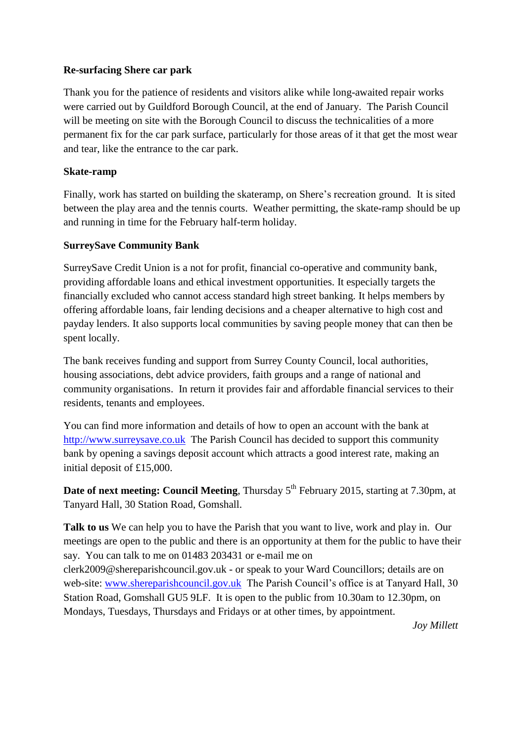**Re-surfacing Shere car park**

Thank you for the patience of residents and visitors alike while long-awaited repair works were carried out by Guildford Borough Council, at the end of January. The Parish Council will be meeting on site with the Borough Council to discuss the technicalities of a more permanent fix for the car park surface, particularly for those areas of it that get the most wear and tear, like the entrance to the car park.

**Skate-ramp**

Finally, work has started on building the skateramp, on Shere's recreation ground. It is sited between the play area and the tennis courts. Weather permitting, the skate-ramp should be up and running in time for the February half-term holiday.

**SurreySave Community Bank**

SurreySave Credit Union is a not for profit, financial co-operative and community bank, providing affordable loans and ethical investment opportunities. It especially targets the financially excluded who cannot access standard high street banking. It helps members by offering affordable loans, fair lending decisions and a cheaper alternative to high cost and payday lenders. It also supports local communities by saving people money that can then be spent locally.

The bank receives funding and support from Surrey County Council, local authorities, housing associations, debt advice providers, faith groups and a range of national and community organisations. In return it provides fair and affordable financial services to their residents, tenants and employees.

You can find more information and details of how to open an account with the bank at http://www.surreysave.co.uk The Parish Council has decided to support this community bank by opening a savings deposit account which attracts a good interest rate, making an initial deposit of £15,000.

**Date of next meeting: Council Meeting**, Thursday 5th February 2015, starting at 7.30pm, at Tanyard Hall, 30 Station Road, Gomshall.

**Talk to us** We can help you to have the Parish that you want to live, work and play in. Our meetings are open to the public and there is an opportunity at them for the public to have their say. You can talk to me on 01483 203431 or e-mail me on clerk2009@shereparishcouncil.gov.uk - or speak to your Ward Councillors; details are on web-site: www.shereparishcouncil.gov.uk The Parish Council's office is at Tanyard Hall, 30 Station Road, Gomshall GU5 9LF. It is open to the public from 10.30am to 12.30pm, on Mondays, Tuesdays, Thursdays and Fridays or at other times, by appointment.

*Joy Millett*